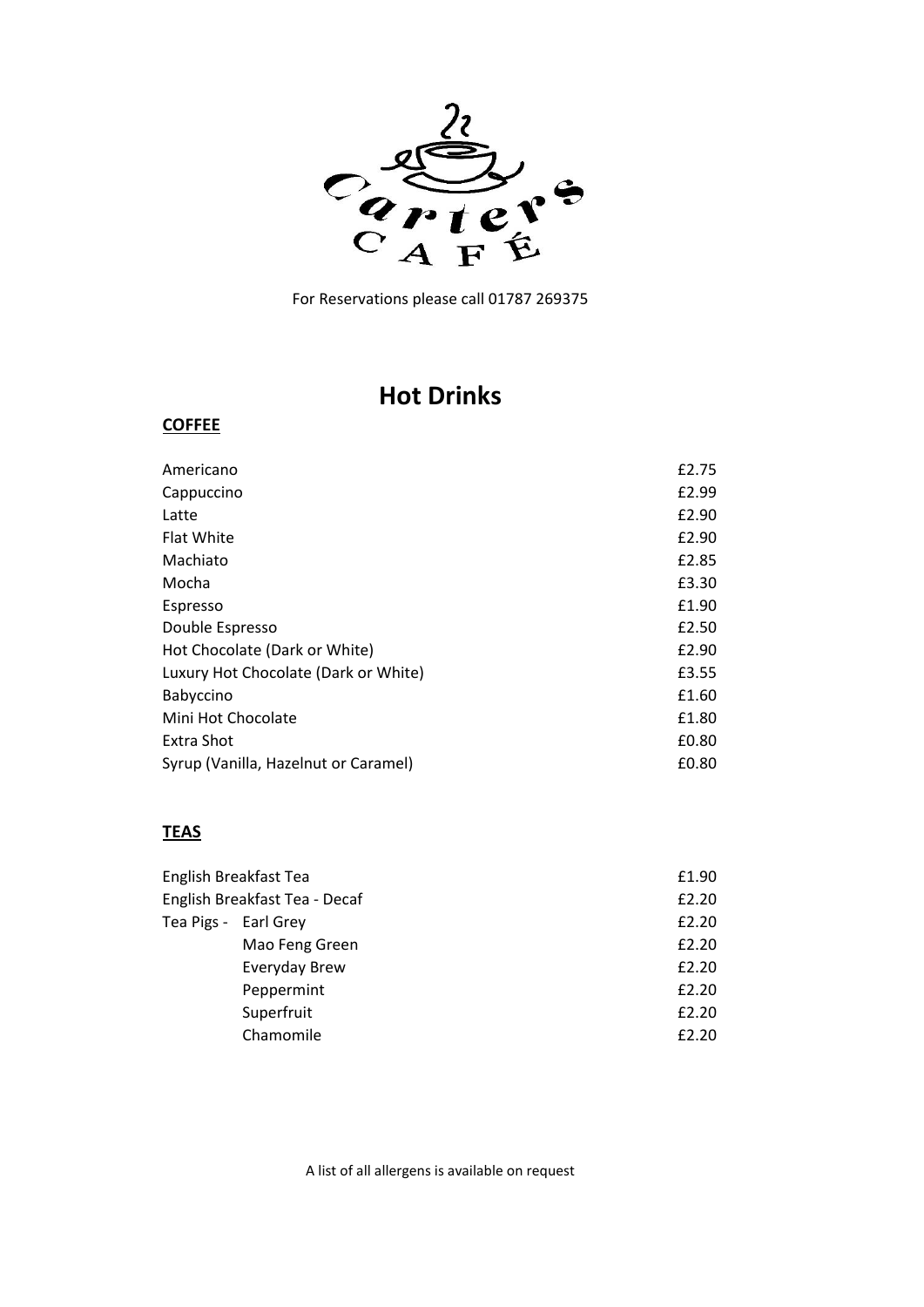Carters CAFÉ

For Reservations please call 01787 269375

# Hot Drinks

## COFFEE

| Item | Price |
| --- | --- |
| Americano | £2.75 |
| Cappuccino | £2.99 |
| Latte | £2.90 |
| Flat White | £2.90 |
| Machiato | £2.85 |
| Mocha | £3.30 |
| Espresso | £1.90 |
| Double Espresso | £2.50 |
| Hot Chocolate (Dark or White) | £2.90 |
| Luxury Hot Chocolate (Dark or White) | £3.55 |
| Babyccino | £1.60 |
| Mini Hot Chocolate | £1.80 |
| Extra Shot | £0.80 |
| Syrup (Vanilla, Hazelnut or Caramel) | £0.80 |

## TEAS

| Item | | Price |
| --- | --- | --- |
| English Breakfast Tea | | £1.90 |
| English Breakfast Tea - Decaf | | £2.20 |
| Tea Pigs - | Earl Grey | £2.20 |
| | Mao Feng Green | £2.20 |
| | Everyday Brew | £2.20 |
| | Peppermint | £2.20 |
| | Superfruit | £2.20 |
| | Chamomile | £2.20 |

A list of all allergens is available on request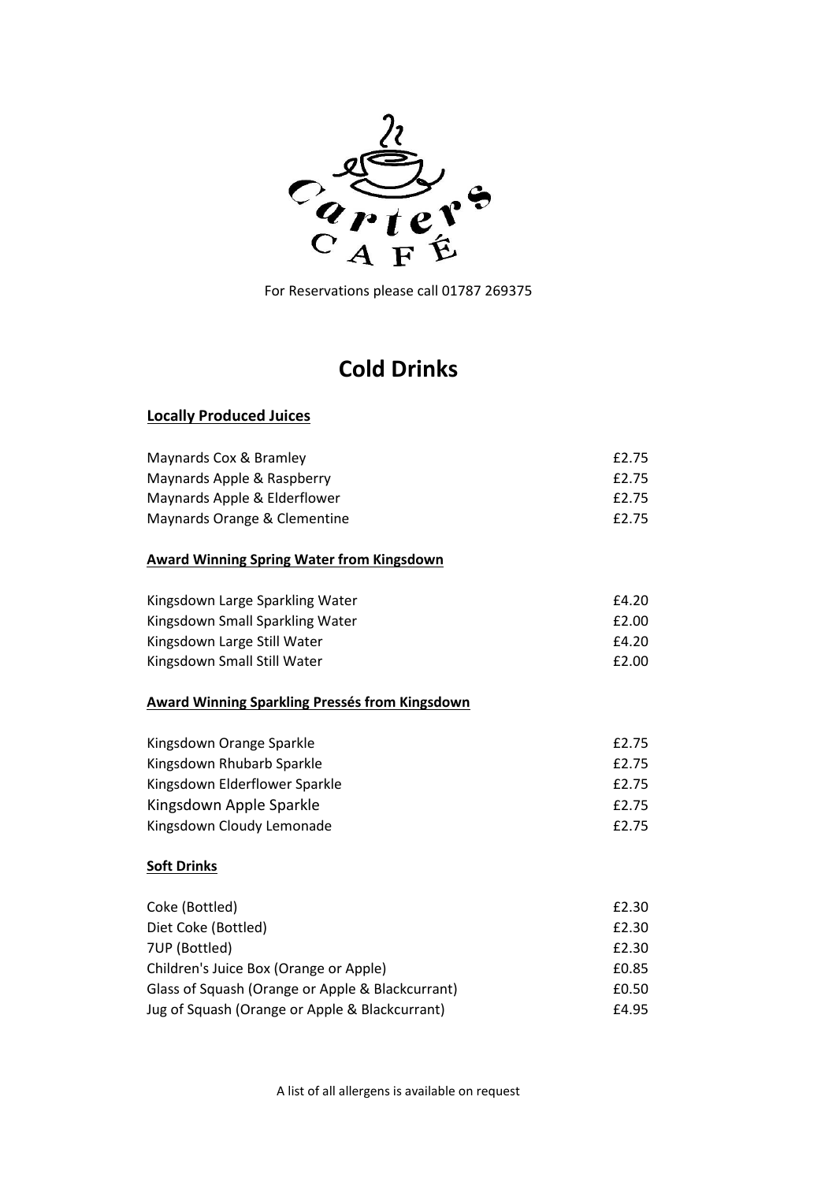Carters CAFÉ

For Reservations please call 01787 269375

# Cold Drinks

## Locally Produced Juices

| | |
|---|---|
| Maynards Cox & Bramley | £2.75 |
| Maynards Apple & Raspberry | £2.75 |
| Maynards Apple & Elderflower | £2.75 |
| Maynards Orange & Clementine | £2.75 |

## Award Winning Spring Water from Kingsdown

| | |
|---|---|
| Kingsdown Large Sparkling Water | £4.20 |
| Kingsdown Small Sparkling Water | £2.00 |
| Kingsdown Large Still Water | £4.20 |
| Kingsdown Small Still Water | £2.00 |

## Award Winning Sparkling Pressés from Kingsdown

| | |
|---|---|
| Kingsdown Orange Sparkle | £2.75 |
| Kingsdown Rhubarb Sparkle | £2.75 |
| Kingsdown Elderflower Sparkle | £2.75 |
| Kingsdown Apple Sparkle | £2.75 |
| Kingsdown Cloudy Lemonade | £2.75 |

## Soft Drinks

| | |
|---|---|
| Coke (Bottled) | £2.30 |
| Diet Coke (Bottled) | £2.30 |
| 7UP (Bottled) | £2.30 |
| Children's Juice Box (Orange or Apple) | £0.85 |
| Glass of Squash (Orange or Apple & Blackcurrant) | £0.50 |
| Jug of Squash (Orange or Apple & Blackcurrant) | £4.95 |

A list of all allergens is available on request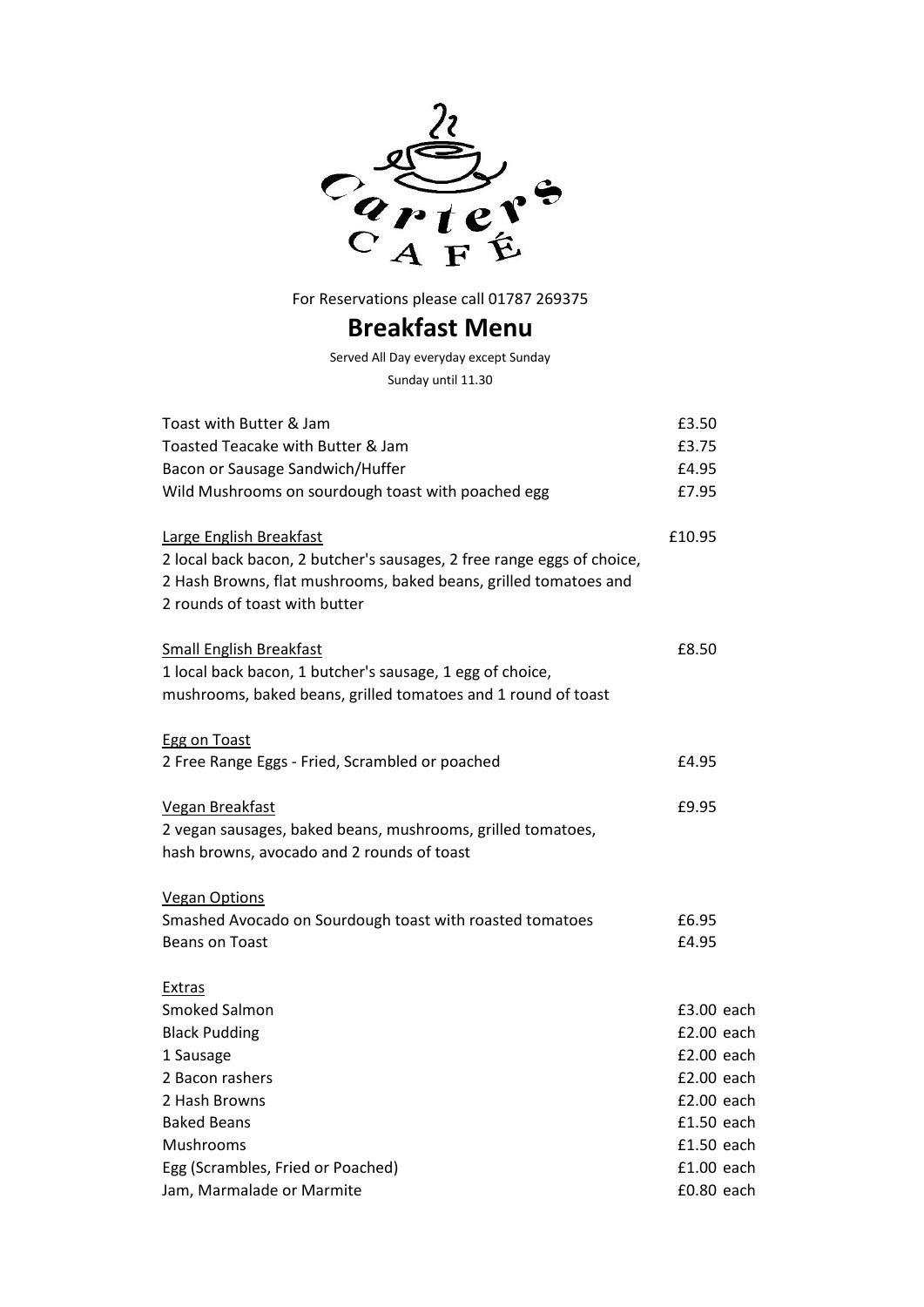Carters CAFÉ

For Reservations please call 01787 269375

# Breakfast Menu

Served All Day everyday except Sunday

Sunday until 11.30

| | |
|---|---|
| Toast with Butter & Jam | £3.50 |
| Toasted Teacake with Butter & Jam | £3.75 |
| Bacon or Sausage Sandwich/Huffer | £4.95 |
| Wild Mushrooms on sourdough toast with poached egg | £7.95 |

<u>Large English Breakfast</u> £10.95

2 local back bacon, 2 butcher's sausages, 2 free range eggs of choice, 2 Hash Browns, flat mushrooms, baked beans, grilled tomatoes and 2 rounds of toast with butter

<u>Small English Breakfast</u> £8.50

1 local back bacon, 1 butcher's sausage, 1 egg of choice, mushrooms, baked beans, grilled tomatoes and 1 round of toast

<u>Egg on Toast</u>

2 Free Range Eggs - Fried, Scrambled or poached £4.95

<u>Vegan Breakfast</u> £9.95

2 vegan sausages, baked beans, mushrooms, grilled tomatoes, hash browns, avocado and 2 rounds of toast

<u>Vegan Options</u>

| | |
|---|---|
| Smashed Avocado on Sourdough toast with roasted tomatoes | £6.95 |
| Beans on Toast | £4.95 |

<u>Extras</u>

| | |
|---|---|
| Smoked Salmon | £3.00 each |
| Black Pudding | £2.00 each |
| 1 Sausage | £2.00 each |
| 2 Bacon rashers | £2.00 each |
| 2 Hash Browns | £2.00 each |
| Baked Beans | £1.50 each |
| Mushrooms | £1.50 each |
| Egg (Scrambles, Fried or Poached) | £1.00 each |
| Jam, Marmalade or Marmite | £0.80 each |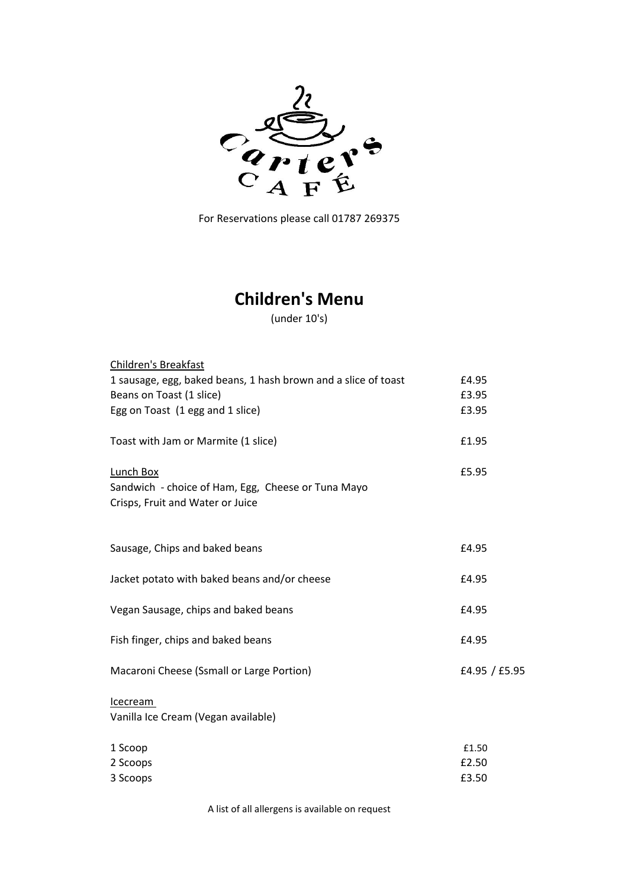Carters CAFÉ

For Reservations please call 01787 269375

# Children's Menu

(under 10's)

| | |
|---|---|
| Children's Breakfast | |
| 1 sausage, egg, baked beans, 1 hash brown and a slice of toast | £4.95 |
| Beans on Toast (1 slice) | £3.95 |
| Egg on Toast (1 egg and 1 slice) | £3.95 |
| Toast with Jam or Marmite (1 slice) | £1.95 |
| Lunch Box | £5.95 |
| Sandwich - choice of Ham, Egg, Cheese or Tuna Mayo | |
| Crisps, Fruit and Water or Juice | |
| Sausage, Chips and baked beans | £4.95 |
| Jacket potato with baked beans and/or cheese | £4.95 |
| Vegan Sausage, chips and baked beans | £4.95 |
| Fish finger, chips and baked beans | £4.95 |
| Macaroni Cheese (Ssmall or Large Portion) | £4.95 / £5.95 |
| Icecream | |
| Vanilla Ice Cream (Vegan available) | |
| 1 Scoop | £1.50 |
| 2 Scoops | £2.50 |
| 3 Scoops | £3.50 |

A list of all allergens is available on request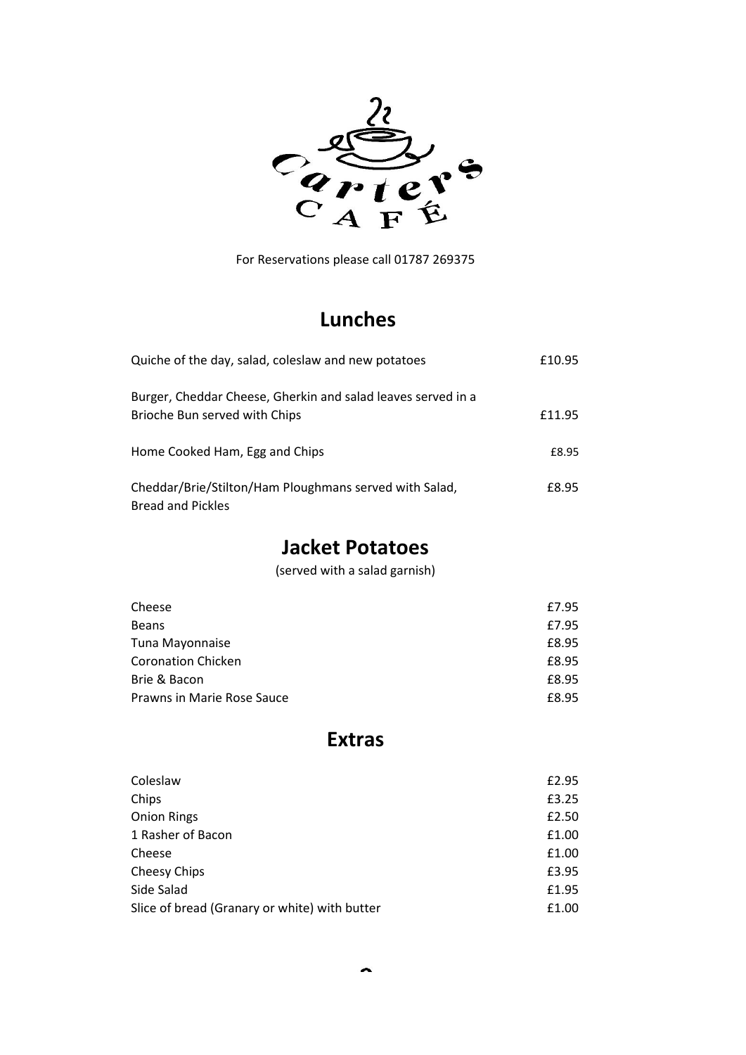Carters CAFÉ

For Reservations please call 01787 269375

## Lunches

| | |
|---|---|
| Quiche of the day, salad, coleslaw and new potatoes | £10.95 |
| Burger, Cheddar Cheese, Gherkin and salad leaves served in a Brioche Bun served with Chips | £11.95 |
| Home Cooked Ham, Egg and Chips | £8.95 |
| Cheddar/Brie/Stilton/Ham Ploughmans served with Salad, Bread and Pickles | £8.95 |

## Jacket Potatoes

(served with a salad garnish)

| | |
|---|---|
| Cheese | £7.95 |
| Beans | £7.95 |
| Tuna Mayonnaise | £8.95 |
| Coronation Chicken | £8.95 |
| Brie & Bacon | £8.95 |
| Prawns in Marie Rose Sauce | £8.95 |

## Extras

| | |
|---|---|
| Coleslaw | £2.95 |
| Chips | £3.25 |
| Onion Rings | £2.50 |
| 1 Rasher of Bacon | £1.00 |
| Cheese | £1.00 |
| Cheesy Chips | £3.95 |
| Side Salad | £1.95 |
| Slice of bread (Granary or white) with butter | £1.00 |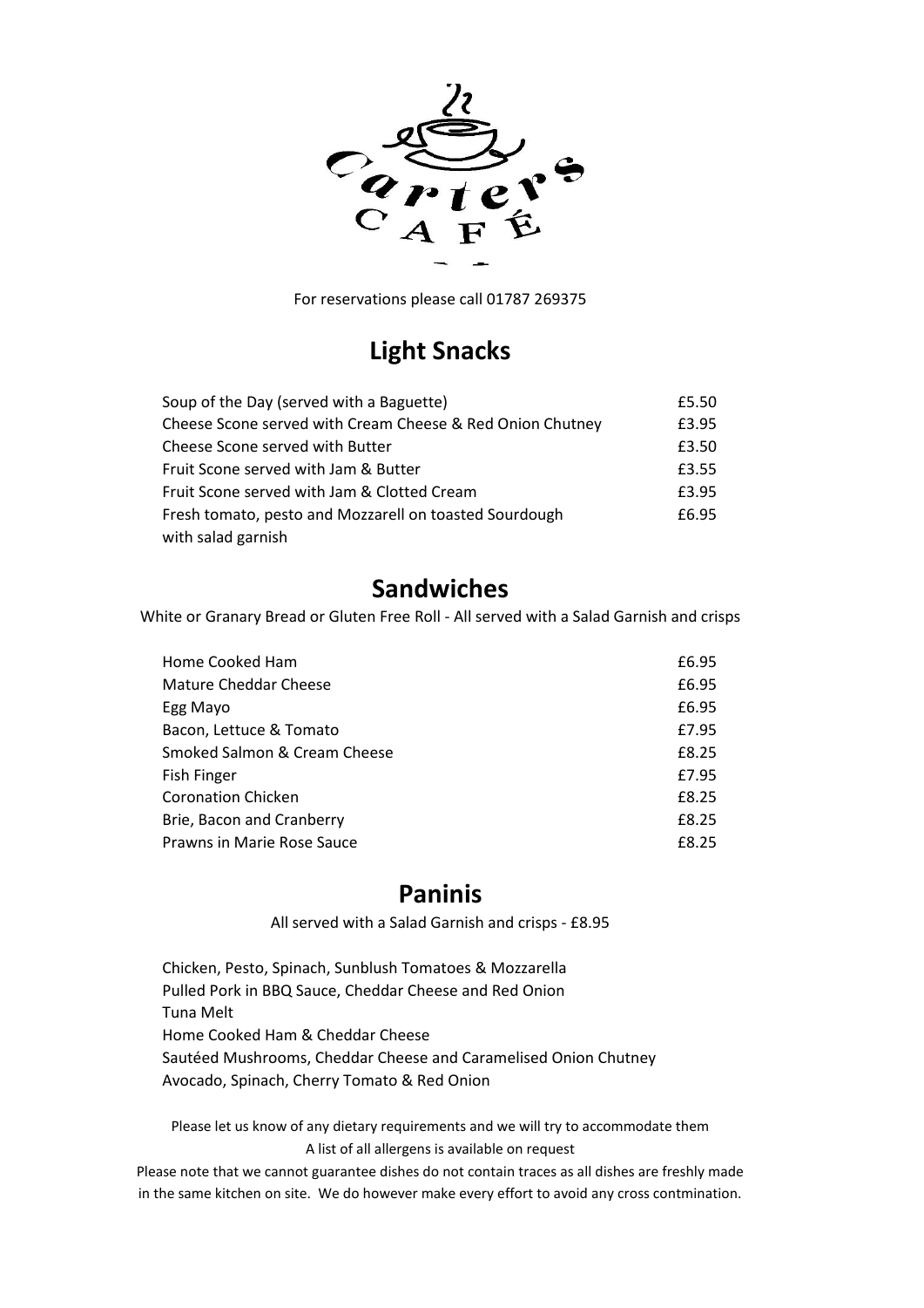# Carters CAFÉ

For reservations please call 01787 269375

## Light Snacks

| | |
|---|---|
| Soup of the Day (served with a Baguette) | £5.50 |
| Cheese Scone served with Cream Cheese & Red Onion Chutney | £3.95 |
| Cheese Scone served with Butter | £3.50 |
| Fruit Scone served with Jam & Butter | £3.55 |
| Fruit Scone served with Jam & Clotted Cream | £3.95 |
| Fresh tomato, pesto and Mozzarell on toasted Sourdough with salad garnish | £6.95 |

## Sandwiches

White or Granary Bread or Gluten Free Roll - All served with a Salad Garnish and crisps

| | |
|---|---|
| Home Cooked Ham | £6.95 |
| Mature Cheddar Cheese | £6.95 |
| Egg Mayo | £6.95 |
| Bacon, Lettuce & Tomato | £7.95 |
| Smoked Salmon & Cream Cheese | £8.25 |
| Fish Finger | £7.95 |
| Coronation Chicken | £8.25 |
| Brie, Bacon and Cranberry | £8.25 |
| Prawns in Marie Rose Sauce | £8.25 |

## Paninis

All served with a Salad Garnish and crisps - £8.95

Chicken, Pesto, Spinach, Sunblush Tomatoes & Mozzarella
Pulled Pork in BBQ Sauce, Cheddar Cheese and Red Onion
Tuna Melt
Home Cooked Ham & Cheddar Cheese
Sautéed Mushrooms, Cheddar Cheese and Caramelised Onion Chutney
Avocado, Spinach, Cherry Tomato & Red Onion

Please let us know of any dietary requirements and we will try to accommodate them
A list of all allergens is available on request

Please note that we cannot guarantee dishes do not contain traces as all dishes are freshly made in the same kitchen on site. We do however make every effort to avoid any cross contmination.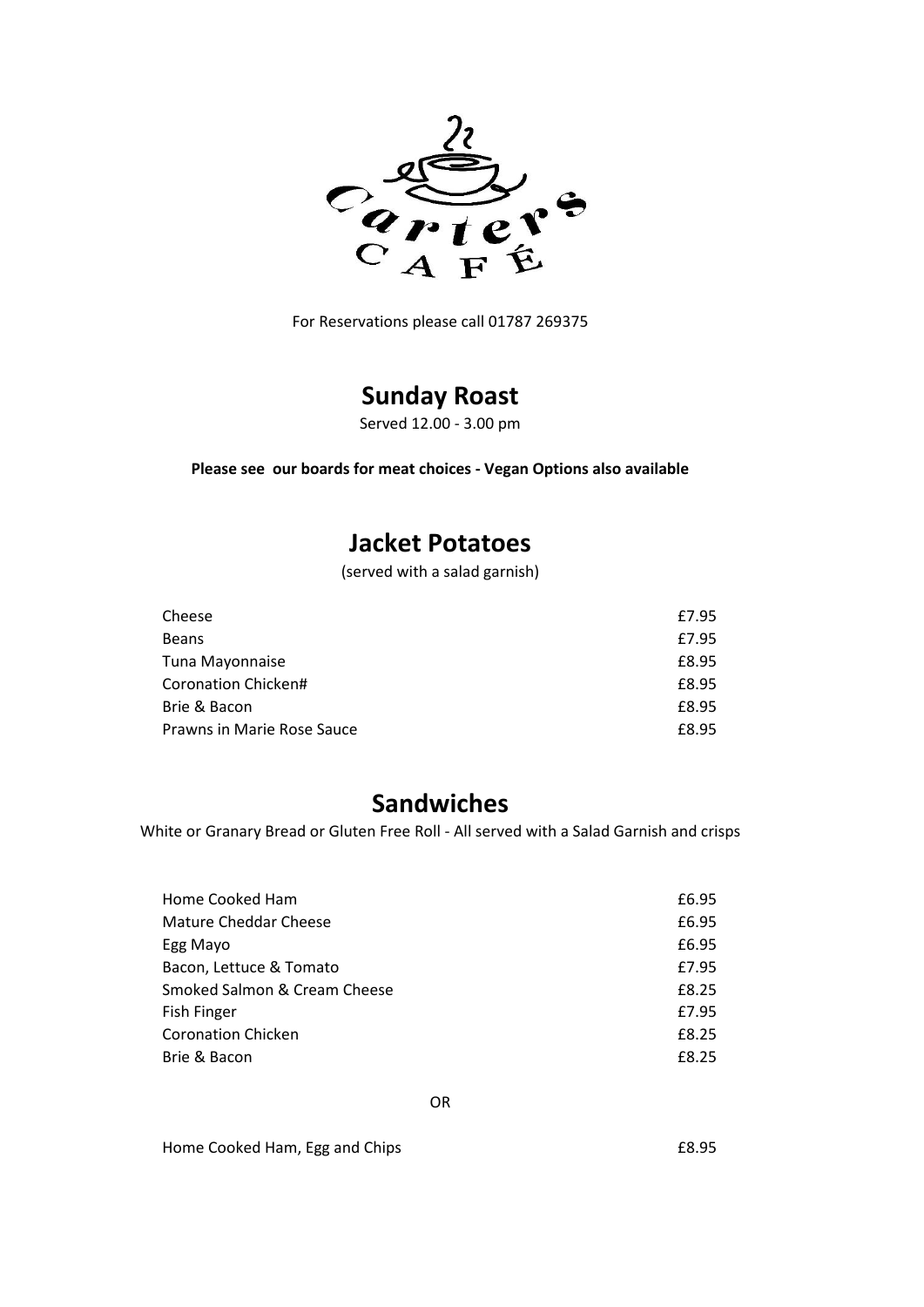Carters CAFÉ

For Reservations please call 01787 269375

## Sunday Roast

Served 12.00 - 3.00 pm

**Please see our boards for meat choices - Vegan Options also available**

## Jacket Potatoes

(served with a salad garnish)

| | |
|---|---|
| Cheese | £7.95 |
| Beans | £7.95 |
| Tuna Mayonnaise | £8.95 |
| Coronation Chicken# | £8.95 |
| Brie & Bacon | £8.95 |
| Prawns in Marie Rose Sauce | £8.95 |

## Sandwiches

White or Granary Bread or Gluten Free Roll - All served with a Salad Garnish and crisps

| | |
|---|---|
| Home Cooked Ham | £6.95 |
| Mature Cheddar Cheese | £6.95 |
| Egg Mayo | £6.95 |
| Bacon, Lettuce & Tomato | £7.95 |
| Smoked Salmon & Cream Cheese | £8.25 |
| Fish Finger | £7.95 |
| Coronation Chicken | £8.25 |
| Brie & Bacon | £8.25 |

OR

| | |
|---|---|
| Home Cooked Ham, Egg and Chips | £8.95 |